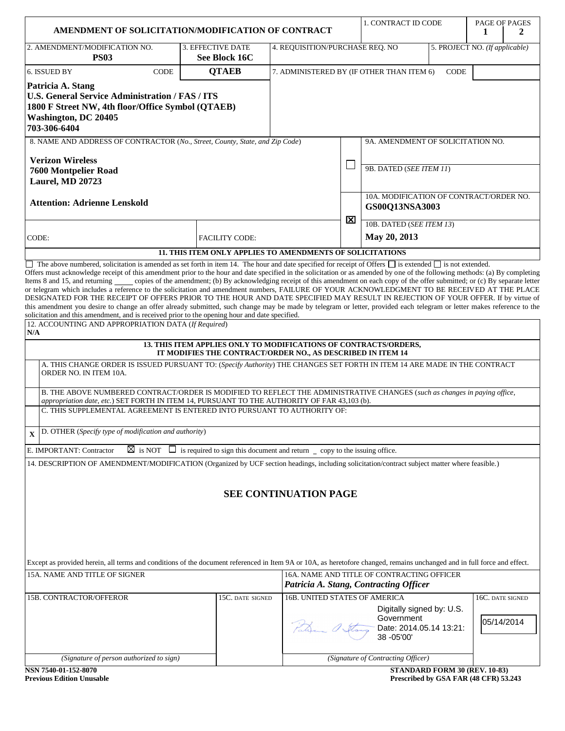# AMENDMENT OF SOLICITATION/MODIFICATION OF CONTRACT

| 1. CONTRACT ID CODE | PAGE OF PAGES |
|---|---|
| | 1 / 2 |

| 2. AMENDMENT/MODIFICATION NO. | 3. EFFECTIVE DATE | 4. REQUISITION/PURCHASE REQ. NO | 5. PROJECT NO. (*If applicable*) |
|---|---|---|---|
| **PS03** | **See Block 16C** | | |

| 6. ISSUED BY CODE | **QTAEB** | 7. ADMINISTERED BY (IF OTHER THAN ITEM 6) CODE |
|---|---|---|
| **Patricia A. Stang**<br>**U.S. General Service Administration / FAS / ITS**<br>**1800 F Street NW, 4th floor/Office Symbol (QTAEB)**<br>**Washington, DC 20405**<br>**703-306-6404** | | |

**8. NAME AND ADDRESS OF CONTRACTOR** (*No., Street, County, State, and Zip Code*)

**Verizon Wireless**
**7600 Montpelier Road**
**Laurel, MD 20723**

**Attention: Adrienne Lenskold**

CODE: FACILITY CODE:

| | |
|---|---|
| ☐ | 9A. AMENDMENT OF SOLICITATION NO. |
| | 9B. DATED (*SEE ITEM 11*) |
| ☒ | 10A. MODIFICATION OF CONTRACT/ORDER NO. **GS00Q13NSA3003** |
| | 10B. DATED (*SEE ITEM 13*) **May 20, 2013** |

**11. THIS ITEM ONLY APPLIES TO AMENDMENTS OF SOLICITATIONS**

☐ The above numbered, solicitation is amended as set forth in item 14. The hour and date specified for receipt of Offers ☐ is extended ☐ is not extended.
Offers must acknowledge receipt of this amendment prior to the hour and date specified in the solicitation or as amended by one of the following methods: (a) By completing Items 8 and 15, and returning _____ copies of the amendment; (b) By acknowledging receipt of this amendment on each copy of the offer submitted; or (c) By separate letter or telegram which includes a reference to the solicitation and amendment numbers, FAILURE OF YOUR ACKNOWLEDGMENT TO BE RECEIVED AT THE PLACE DESIGNATED FOR THE RECEIPT OF OFFERS PRIOR TO THE HOUR AND DATE SPECIFIED MAY RESULT IN REJECTION OF YOUR OFFER. If by virtue of this amendment you desire to change an offer already submitted, such change may be made by telegram or letter, provided each telegram or letter makes reference to the solicitation and this amendment, and is received prior to the opening hour and date specified.

12. ACCOUNTING AND APPROPRIATION DATA (*If Required*)
**N/A**

**13. THIS ITEM APPLIES ONLY TO MODIFICATIONS OF CONTRACTS/ORDERS, IT MODIFIES THE CONTRACT/ORDER NO., AS DESCRIBED IN ITEM 14**

| | |
|---|---|
| | A. THIS CHANGE ORDER IS ISSUED PURSUANT TO: (*Specify Authority*) THE CHANGES SET FORTH IN ITEM 14 ARE MADE IN THE CONTRACT ORDER NO. IN ITEM 10A. |
| | B. THE ABOVE NUMBERED CONTRACT/ORDER IS MODIFIED TO REFLECT THE ADMINISTRATIVE CHANGES (*such as changes in paying office, appropriation date, etc.*) SET FORTH IN ITEM 14, PURSUANT TO THE AUTHORITY OF FAR 43,103 (b). |
| | C. THIS SUPPLEMENTAL AGREEMENT IS ENTERED INTO PURSUANT TO AUTHORITY OF: |
| X | D. OTHER (*Specify type of modification and authority*) |

E. IMPORTANT: Contractor ☒ is NOT ☐ is required to sign this document and return _ copy to the issuing office.

14. DESCRIPTION OF AMENDMENT/MODIFICATION (Organized by UCF section headings, including solicitation/contract subject matter where feasible.)

**SEE CONTINUATION PAGE**

Except as provided herein, all terms and conditions of the document referenced in Item 9A or 10A, as heretofore changed, remains unchanged and in full force and effect.

| 15A. NAME AND TITLE OF SIGNER | | 16A. NAME AND TITLE OF CONTRACTING OFFICER *Patricia A. Stang, Contracting Officer* | |
|---|---|---|---|
| 15B. CONTRACTOR/OFFEROR | 15C. DATE SIGNED | 16B. UNITED STATES OF AMERICA<br>Digitally signed by: U.S. Government<br>Date: 2014.05.14 13:21:38 -05'00' | 16C. DATE SIGNED<br>05/14/2014 |
| (*Signature of person authorized to sign*) | | (*Signature of Contracting Officer*) | |

**NSN 7540-01-152-8070**
**Previous Edition Unusable**

**STANDARD FORM 30 (REV. 10-83)**
**Prescribed by GSA FAR (48 CFR) 53.243**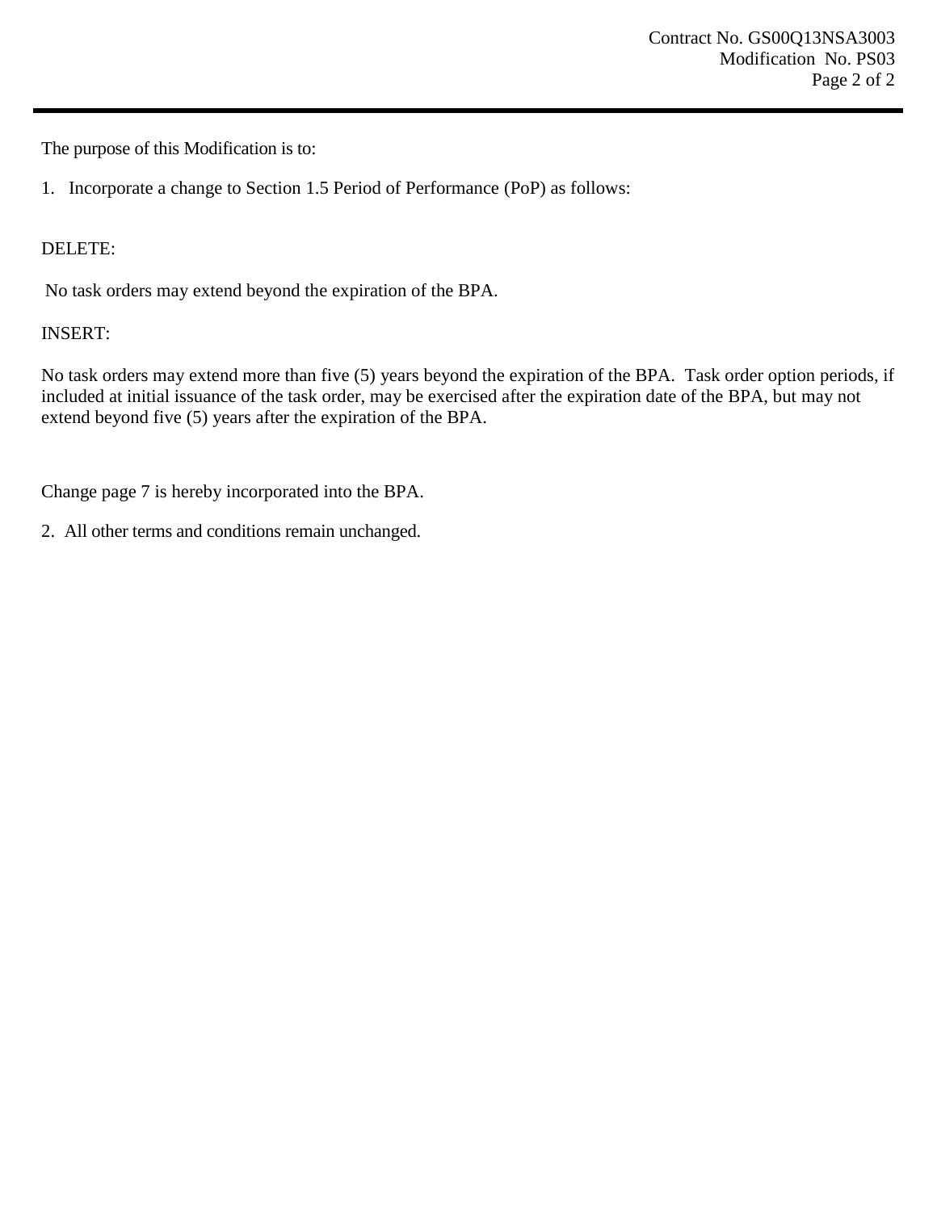The purpose of this Modification is to:

1. Incorporate a change to Section 1.5 Period of Performance (PoP) as follows:

DELETE:

No task orders may extend beyond the expiration of the BPA.

INSERT:

No task orders may extend more than five (5) years beyond the expiration of the BPA. Task order option periods, if included at initial issuance of the task order, may be exercised after the expiration date of the BPA, but may not extend beyond five (5) years after the expiration of the BPA.

Change page 7 is hereby incorporated into the BPA.

2. All other terms and conditions remain unchanged.